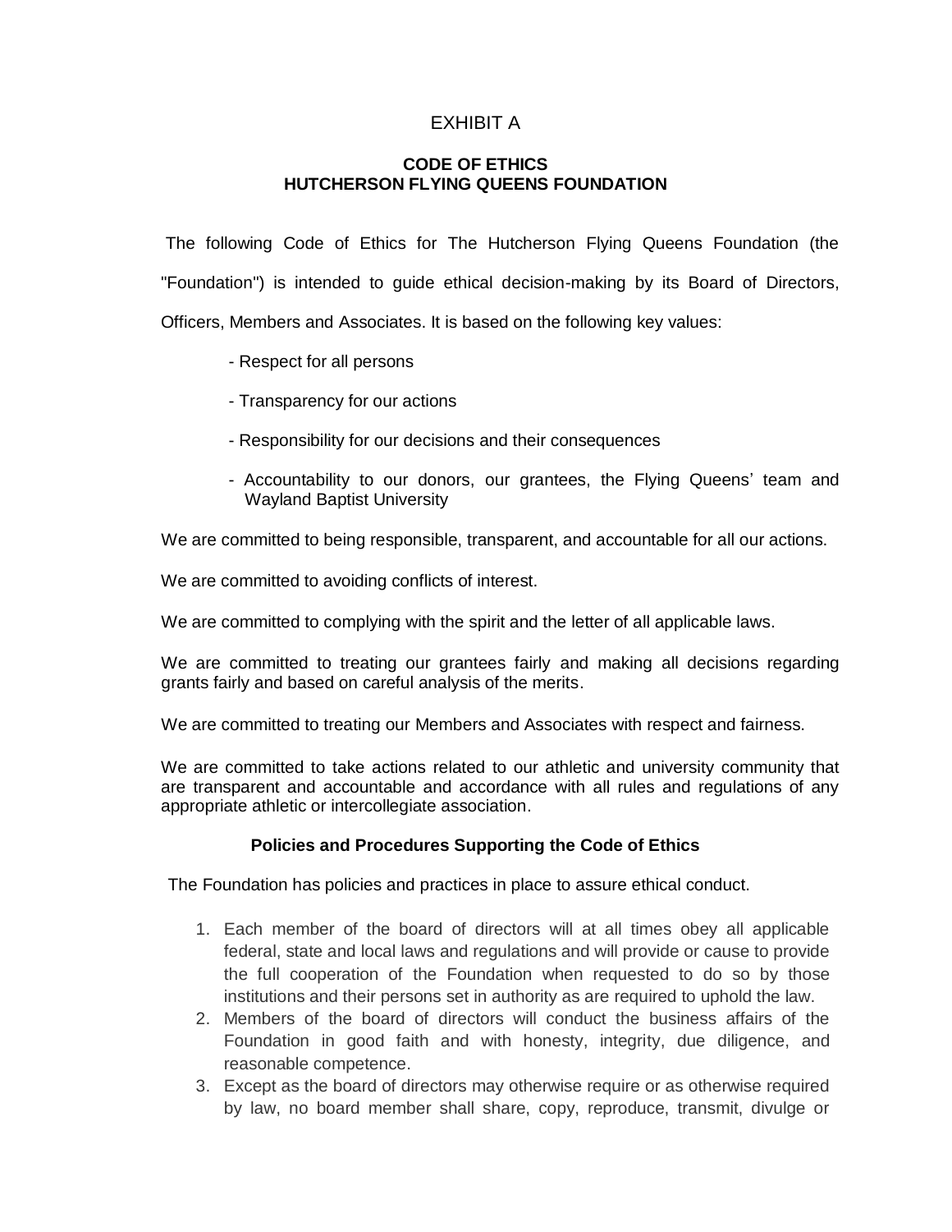EXHIBIT A

## CODE OF ETHICS
## HUTCHERSON FLYING QUEENS FOUNDATION

The following Code of Ethics for The Hutcherson Flying Queens Foundation (the "Foundation") is intended to guide ethical decision-making by its Board of Directors, Officers, Members and Associates. It is based on the following key values:

- Respect for all persons
- Transparency for our actions
- Responsibility for our decisions and their consequences
- Accountability to our donors, our grantees, the Flying Queens' team and Wayland Baptist University

We are committed to being responsible, transparent, and accountable for all our actions.

We are committed to avoiding conflicts of interest.

We are committed to complying with the spirit and the letter of all applicable laws.

We are committed to treating our grantees fairly and making all decisions regarding grants fairly and based on careful analysis of the merits.

We are committed to treating our Members and Associates with respect and fairness.

We are committed to take actions related to our athletic and university community that are transparent and accountable and accordance with all rules and regulations of any appropriate athletic or intercollegiate association.

### Policies and Procedures Supporting the Code of Ethics

The Foundation has policies and practices in place to assure ethical conduct.

1. Each member of the board of directors will at all times obey all applicable federal, state and local laws and regulations and will provide or cause to provide the full cooperation of the Foundation when requested to do so by those institutions and their persons set in authority as are required to uphold the law.
2. Members of the board of directors will conduct the business affairs of the Foundation in good faith and with honesty, integrity, due diligence, and reasonable competence.
3. Except as the board of directors may otherwise require or as otherwise required by law, no board member shall share, copy, reproduce, transmit, divulge or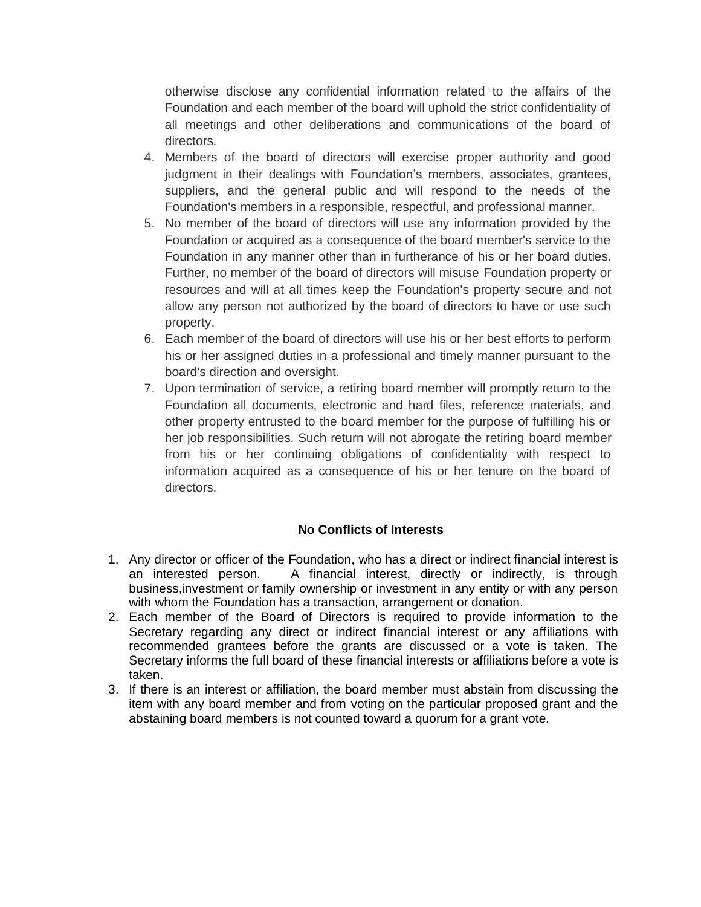otherwise disclose any confidential information related to the affairs of the Foundation and each member of the board will uphold the strict confidentiality of all meetings and other deliberations and communications of the board of directors.

4. Members of the board of directors will exercise proper authority and good judgment in their dealings with Foundation's members, associates, grantees, suppliers, and the general public and will respond to the needs of the Foundation's members in a responsible, respectful, and professional manner.
5. No member of the board of directors will use any information provided by the Foundation or acquired as a consequence of the board member's service to the Foundation in any manner other than in furtherance of his or her board duties. Further, no member of the board of directors will misuse Foundation property or resources and will at all times keep the Foundation's property secure and not allow any person not authorized by the board of directors to have or use such property.
6. Each member of the board of directors will use his or her best efforts to perform his or her assigned duties in a professional and timely manner pursuant to the board's direction and oversight.
7. Upon termination of service, a retiring board member will promptly return to the Foundation all documents, electronic and hard files, reference materials, and other property entrusted to the board member for the purpose of fulfilling his or her job responsibilities. Such return will not abrogate the retiring board member from his or her continuing obligations of confidentiality with respect to information acquired as a consequence of his or her tenure on the board of directors.

## No Conflicts of Interests

1. Any director or officer of the Foundation, who has a direct or indirect financial interest is an interested person. A financial interest, directly or indirectly, is through business,investment or family ownership or investment in any entity or with any person with whom the Foundation has a transaction, arrangement or donation.
2. Each member of the Board of Directors is required to provide information to the Secretary regarding any direct or indirect financial interest or any affiliations with recommended grantees before the grants are discussed or a vote is taken. The Secretary informs the full board of these financial interests or affiliations before a vote is taken.
3. If there is an interest or affiliation, the board member must abstain from discussing the item with any board member and from voting on the particular proposed grant and the abstaining board members is not counted toward a quorum for a grant vote.